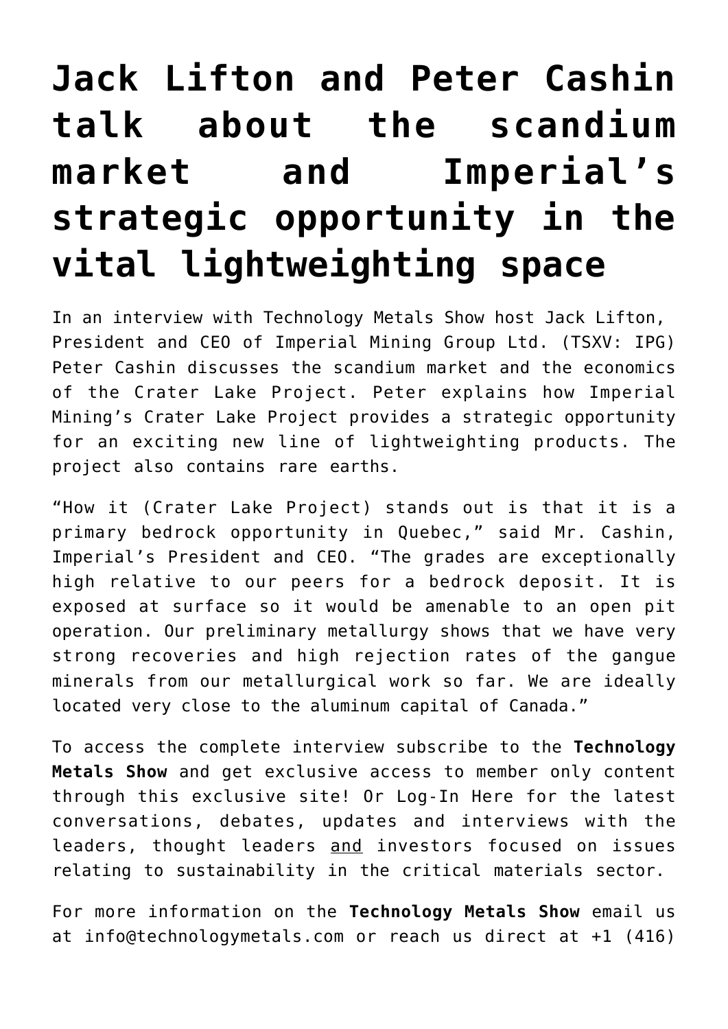# Jack Lifton and Peter Cashin talk about the scandium market and Imperial's strategic opportunity in the vital lightweighting space

In an interview with Technology Metals Show host Jack Lifton, President and CEO of Imperial Mining Group Ltd. (TSXV: IPG) Peter Cashin discusses the scandium market and the economics of the Crater Lake Project. Peter explains how Imperial Mining's Crater Lake Project provides a strategic opportunity for an exciting new line of lightweighting products. The project also contains rare earths.

"How it (Crater Lake Project) stands out is that it is a primary bedrock opportunity in Quebec," said Mr. Cashin, Imperial's President and CEO. "The grades are exceptionally high relative to our peers for a bedrock deposit. It is exposed at surface so it would be amenable to an open pit operation. Our preliminary metallurgy shows that we have very strong recoveries and high rejection rates of the gangue minerals from our metallurgical work so far. We are ideally located very close to the aluminum capital of Canada."

To access the complete interview subscribe to the **Technology Metals Show** and get exclusive access to member only content through this exclusive site! Or Log-In Here for the latest conversations, debates, updates and interviews with the leaders, thought leaders and investors focused on issues relating to sustainability in the critical materials sector.

For more information on the **Technology Metals Show** email us at info@technologymetals.com or reach us direct at +1 (416)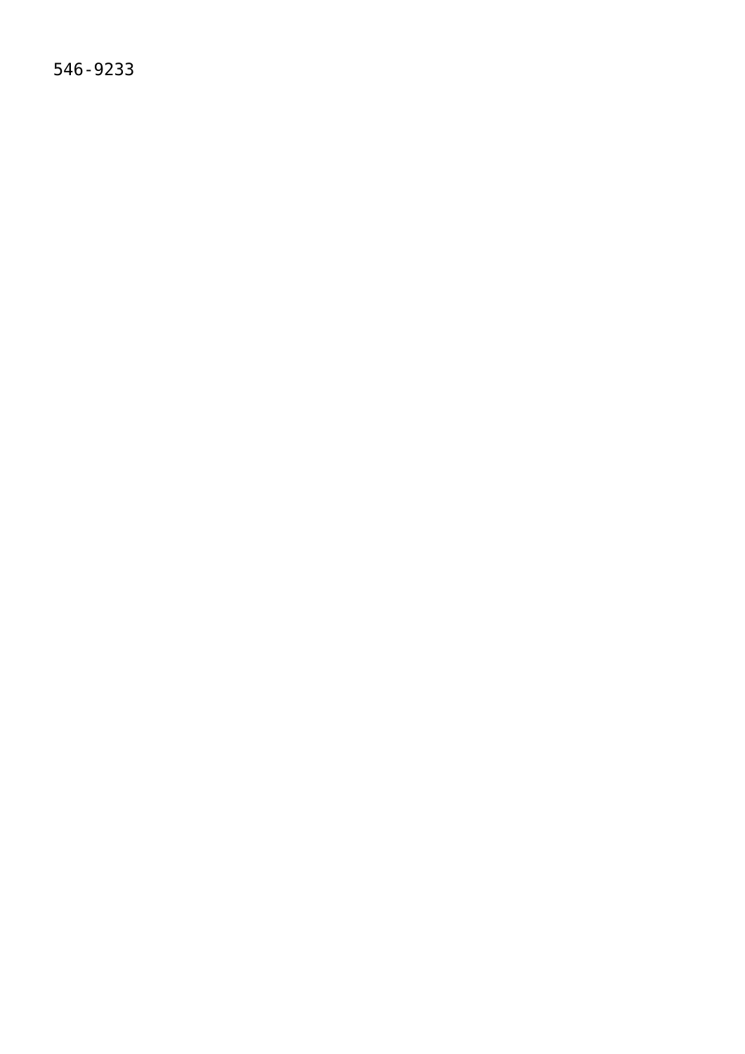546-9233